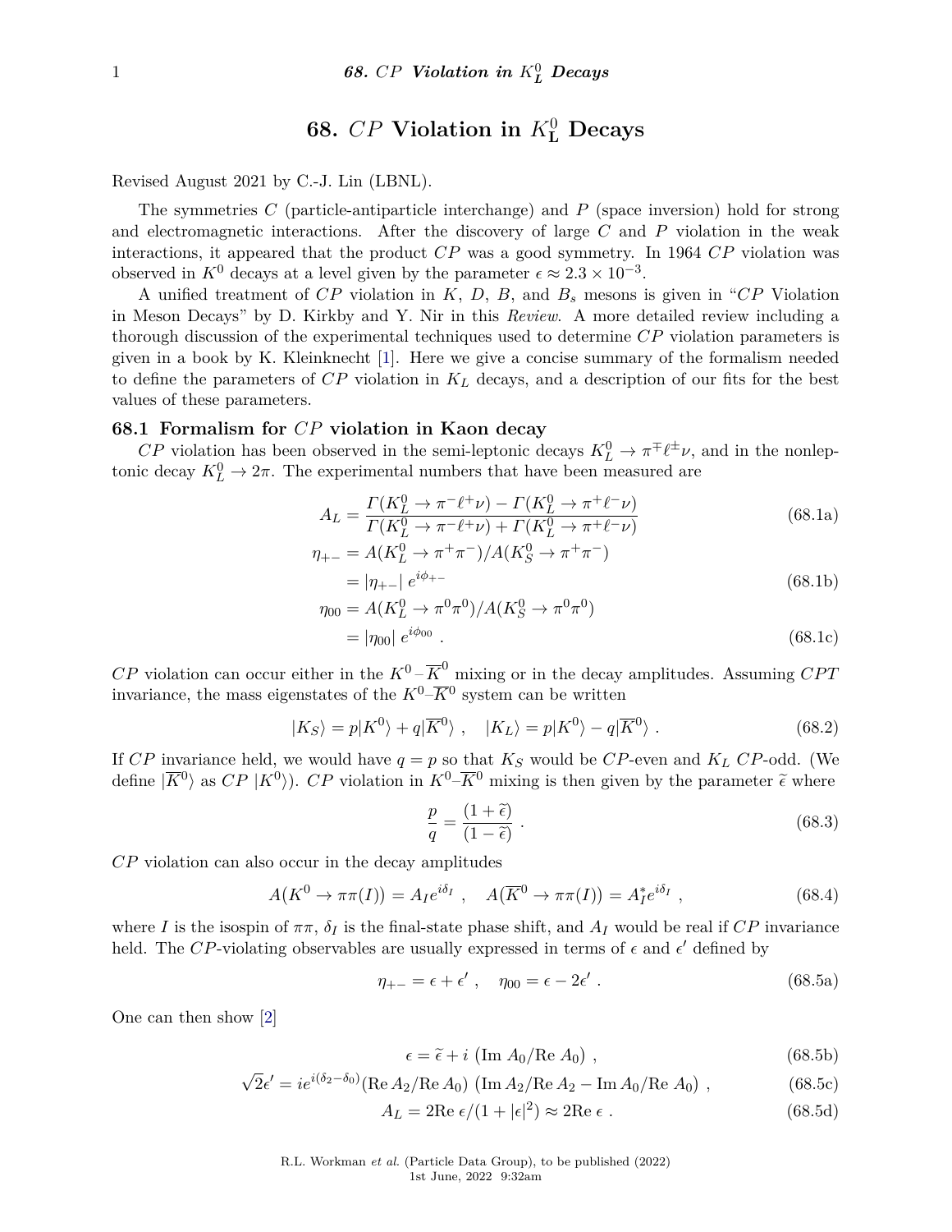# 68. $CP$ Violation in $K^0_L$ Decays

Revised August 2021 by C.-J. Lin (LBNL).

The symmetries $C$ (particle-antiparticle interchange) and $P$ (space inversion) hold for strong and electromagnetic interactions. After the discovery of large $C$ and $P$ violation in the weak interactions, it appeared that the product $CP$ was a good symmetry. In 1964 $CP$ violation was observed in $K^0$ decays at a level given by the parameter $\epsilon \approx 2.3 \times 10^{-3}$.

A unified treatment of $CP$ violation in $K$, $D$, $B$, and $B_s$ mesons is given in "$CP$ Violation in Meson Decays" by D. Kirkby and Y. Nir in this *Review*. A more detailed review including a thorough discussion of the experimental techniques used to determine $CP$ violation parameters is given in a book by K. Kleinknecht [1]. Here we give a concise summary of the formalism needed to define the parameters of $CP$ violation in $K_L$ decays, and a description of our fits for the best values of these parameters.

## 68.1 Formalism for $CP$ violation in Kaon decay

$CP$ violation has been observed in the semi-leptonic decays $K^0_L \to \pi^{\mp}\ell^{\pm}\nu$, and in the nonleptonic decay $K^0_L \to 2\pi$. The experimental numbers that have been measured are

$$A_L = \frac{\Gamma(K^0_L \to \pi^-\ell^+\nu) - \Gamma(K^0_L \to \pi^+\ell^-\nu)}{\Gamma(K^0_L \to \pi^-\ell^+\nu) + \Gamma(K^0_L \to \pi^+\ell^-\nu)} \tag{68.1a}$$

$$\begin{aligned}\eta_{+-} &= A(K^0_L \to \pi^+\pi^-)/A(K^0_S \to \pi^+\pi^-) \\ &= |\eta_{+-}|\, e^{i\phi_{+-}}\end{aligned} \tag{68.1b}$$

$$\begin{aligned}\eta_{00} &= A(K^0_L \to \pi^0\pi^0)/A(K^0_S \to \pi^0\pi^0) \\ &= |\eta_{00}|\, e^{i\phi_{00}}\ .\end{aligned} \tag{68.1c}$$

$CP$ violation can occur either in the $K^0$–$\overline{K}^0$ mixing or in the decay amplitudes. Assuming $CPT$ invariance, the mass eigenstates of the $K^0$–$\overline{K}^0$ system can be written

$$|K_S\rangle = p|K^0\rangle + q|\overline{K}^0\rangle\ , \quad |K_L\rangle = p|K^0\rangle - q|\overline{K}^0\rangle\ . \tag{68.2}$$

If $CP$ invariance held, we would have $q = p$ so that $K_S$ would be $CP$-even and $K_L$ $CP$-odd. (We define $|\overline{K}^0\rangle$ as $CP\ |K^0\rangle$). $CP$ violation in $K^0$–$\overline{K}^0$ mixing is then given by the parameter $\widetilde{\epsilon}$ where

$$\frac{p}{q} = \frac{(1+\widetilde{\epsilon})}{(1-\widetilde{\epsilon})}\ . \tag{68.3}$$

$CP$ violation can also occur in the decay amplitudes

$$A(K^0 \to \pi\pi(I)) = A_I e^{i\delta_I}\ , \quad A(\overline{K}^0 \to \pi\pi(I)) = A_I^* e^{i\delta_I}\ , \tag{68.4}$$

where $I$ is the isospin of $\pi\pi$, $\delta_I$ is the final-state phase shift, and $A_I$ would be real if $CP$ invariance held. The $CP$-violating observables are usually expressed in terms of $\epsilon$ and $\epsilon'$ defined by

$$\eta_{+-} = \epsilon + \epsilon'\ , \quad \eta_{00} = \epsilon - 2\epsilon'\ . \tag{68.5a}$$

One can then show [2]

$$\epsilon = \widetilde{\epsilon} + i\ (\mathrm{Im}\ A_0/\mathrm{Re}\ A_0)\ , \tag{68.5b}$$

$$\sqrt{2}\epsilon' = ie^{i(\delta_2-\delta_0)}(\mathrm{Re}\,A_2/\mathrm{Re}\,A_0)\ (\mathrm{Im}\,A_2/\mathrm{Re}\,A_2 - \mathrm{Im}\,A_0/\mathrm{Re}\,A_0)\ , \tag{68.5c}$$

$$A_L = 2\mathrm{Re}\ \epsilon/(1+|\epsilon|^2) \approx 2\mathrm{Re}\ \epsilon\ . \tag{68.5d}$$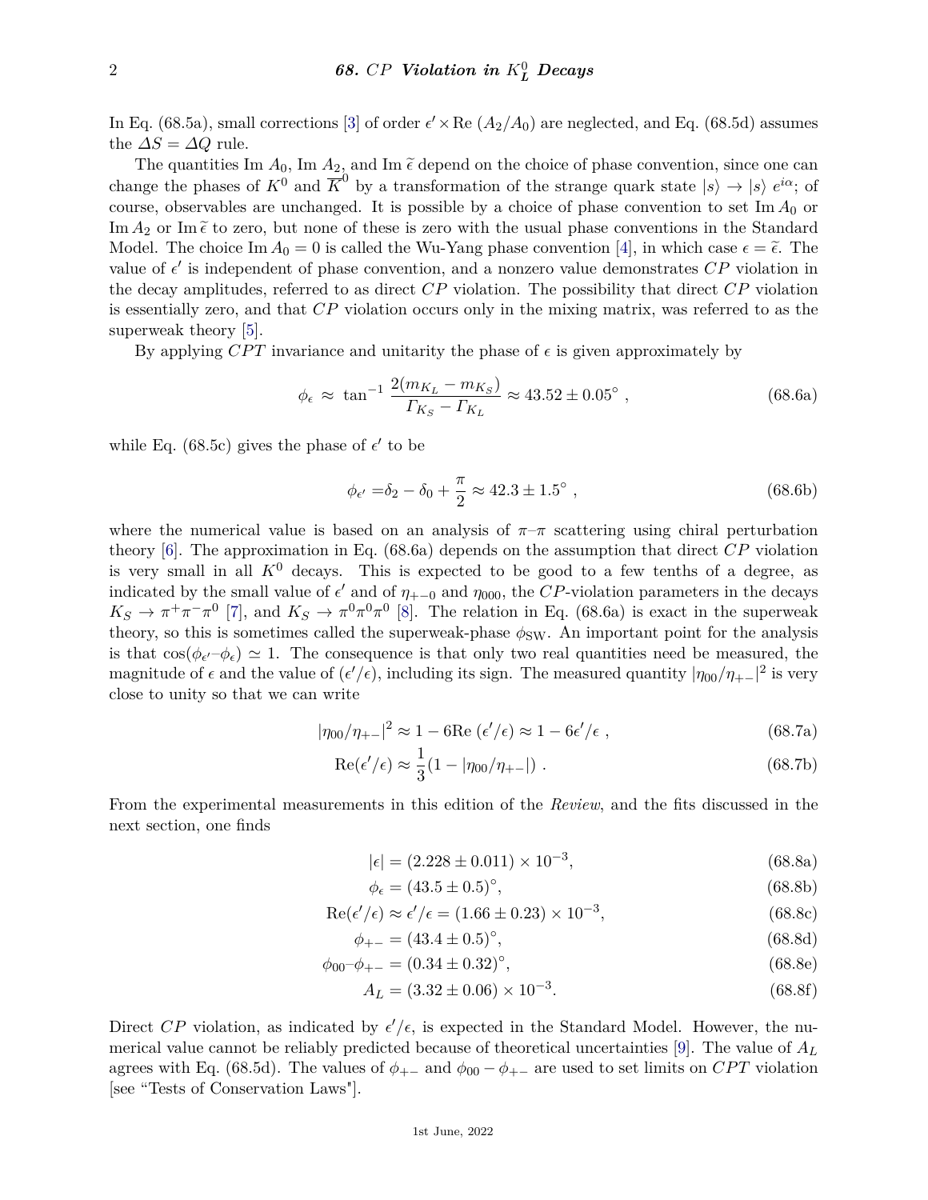In Eq. (68.5a), small corrections [3] of order $\epsilon' \times \mathrm{Re}\,(A_2/A_0)$ are neglected, and Eq. (68.5d) assumes the $\Delta S = \Delta Q$ rule.

The quantities Im $A_0$, Im $A_2$, and Im $\widetilde{\epsilon}$ depend on the choice of phase convention, since one can change the phases of $K^0$ and $\overline{K}^0$ by a transformation of the strange quark state $|s\rangle \to |s\rangle\, e^{i\alpha}$; of course, observables are unchanged. It is possible by a choice of phase convention to set Im $A_0$ or Im $A_2$ or Im $\widetilde{\epsilon}$ to zero, but none of these is zero with the usual phase conventions in the Standard Model. The choice Im $A_0 = 0$ is called the Wu-Yang phase convention [4], in which case $\epsilon = \widetilde{\epsilon}$. The value of $\epsilon'$ is independent of phase convention, and a nonzero value demonstrates $CP$ violation in the decay amplitudes, referred to as direct $CP$ violation. The possibility that direct $CP$ violation is essentially zero, and that $CP$ violation occurs only in the mixing matrix, was referred to as the superweak theory [5].

By applying $CPT$ invariance and unitarity the phase of $\epsilon$ is given approximately by

$$\phi_\epsilon \approx \tan^{-1} \frac{2(m_{K_L} - m_{K_S})}{\Gamma_{K_S} - \Gamma_{K_L}} \approx 43.52 \pm 0.05^\circ \; , \tag{68.6a}$$

while Eq. (68.5c) gives the phase of $\epsilon'$ to be

$$\phi_{\epsilon'} = \delta_2 - \delta_0 + \frac{\pi}{2} \approx 42.3 \pm 1.5^\circ \; , \tag{68.6b}$$

where the numerical value is based on an analysis of $\pi$–$\pi$ scattering using chiral perturbation theory [6]. The approximation in Eq. (68.6a) depends on the assumption that direct $CP$ violation is very small in all $K^0$ decays. This is expected to be good to a few tenths of a degree, as indicated by the small value of $\epsilon'$ and of $\eta_{+-0}$ and $\eta_{000}$, the $CP$-violation parameters in the decays $K_S \to \pi^+\pi^-\pi^0$ [7], and $K_S \to \pi^0\pi^0\pi^0$ [8]. The relation in Eq. (68.6a) is exact in the superweak theory, so this is sometimes called the superweak-phase $\phi_{\mathrm{SW}}$. An important point for the analysis is that $\cos(\phi_{\epsilon'} - \phi_\epsilon) \simeq 1$. The consequence is that only two real quantities need be measured, the magnitude of $\epsilon$ and the value of $(\epsilon'/\epsilon)$, including its sign. The measured quantity $|\eta_{00}/\eta_{+-}|^2$ is very close to unity so that we can write

$$|\eta_{00}/\eta_{+-}|^2 \approx 1 - 6\mathrm{Re}\,(\epsilon'/\epsilon) \approx 1 - 6\epsilon'/\epsilon \; , \tag{68.7a}$$

$$\mathrm{Re}(\epsilon'/\epsilon) \approx \frac{1}{3}(1 - |\eta_{00}/\eta_{+-}|) \; . \tag{68.7b}$$

From the experimental measurements in this edition of the *Review*, and the fits discussed in the next section, one finds

$$|\epsilon| = (2.228 \pm 0.011) \times 10^{-3}, \tag{68.8a}$$

$$\phi_\epsilon = (43.5 \pm 0.5)^\circ, \tag{68.8b}$$

$$\mathrm{Re}(\epsilon'/\epsilon) \approx \epsilon'/\epsilon = (1.66 \pm 0.23) \times 10^{-3}, \tag{68.8c}$$

$$\phi_{+-} = (43.4 \pm 0.5)^\circ, \tag{68.8d}$$

$$\phi_{00} - \phi_{+-} = (0.34 \pm 0.32)^\circ, \tag{68.8e}$$

$$A_L = (3.32 \pm 0.06) \times 10^{-3}. \tag{68.8f}$$

Direct $CP$ violation, as indicated by $\epsilon'/\epsilon$, is expected in the Standard Model. However, the numerical value cannot be reliably predicted because of theoretical uncertainties [9]. The value of $A_L$ agrees with Eq. (68.5d). The values of $\phi_{+-}$ and $\phi_{00} - \phi_{+-}$ are used to set limits on $CPT$ violation [see "Tests of Conservation Laws"].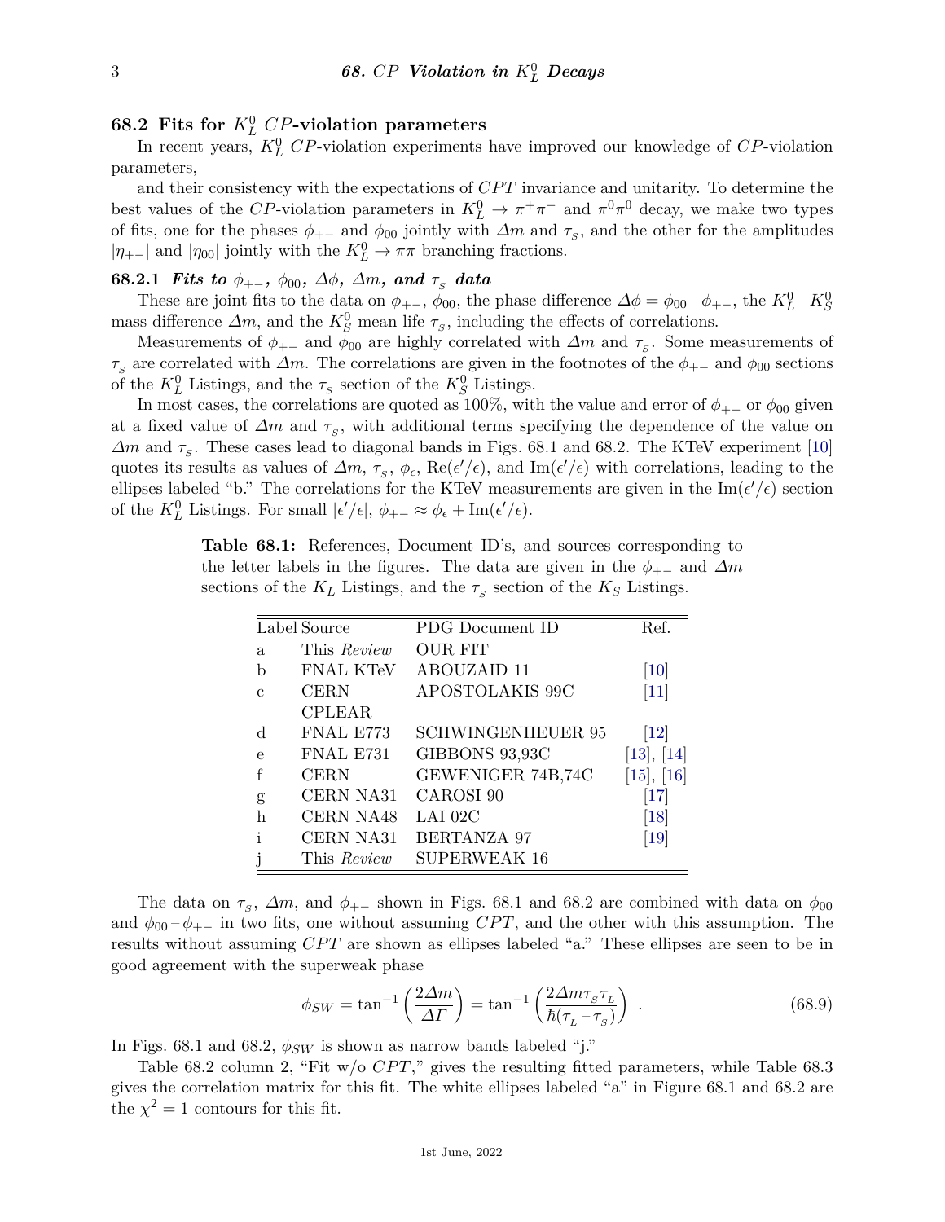## 68.2 Fits for $K_L^0$ $CP$-violation parameters

In recent years, $K_L^0$ $CP$-violation experiments have improved our knowledge of $CP$-violation parameters,

and their consistency with the expectations of $CPT$ invariance and unitarity. To determine the best values of the $CP$-violation parameters in $K_L^0 \to \pi^+\pi^-$ and $\pi^0\pi^0$ decay, we make two types of fits, one for the phases $\phi_{+-}$ and $\phi_{00}$ jointly with $\Delta m$ and $\tau_S$, and the other for the amplitudes $|\eta_{+-}|$ and $|\eta_{00}|$ jointly with the $K_L^0 \to \pi\pi$ branching fractions.

### 68.2.1 *Fits to $\phi_{+-}$, $\phi_{00}$, $\Delta\phi$, $\Delta m$, and $\tau_S$ data*

These are joint fits to the data on $\phi_{+-}$, $\phi_{00}$, the phase difference $\Delta\phi = \phi_{00} - \phi_{+-}$, the $K_L^0$–$K_S^0$ mass difference $\Delta m$, and the $K_S^0$ mean life $\tau_S$, including the effects of correlations.

Measurements of $\phi_{+-}$ and $\phi_{00}$ are highly correlated with $\Delta m$ and $\tau_S$. Some measurements of $\tau_S$ are correlated with $\Delta m$. The correlations are given in the footnotes of the $\phi_{+-}$ and $\phi_{00}$ sections of the $K_L^0$ Listings, and the $\tau_S$ section of the $K_S^0$ Listings.

In most cases, the correlations are quoted as 100%, with the value and error of $\phi_{+-}$ or $\phi_{00}$ given at a fixed value of $\Delta m$ and $\tau_S$, with additional terms specifying the dependence of the value on $\Delta m$ and $\tau_S$. These cases lead to diagonal bands in Figs. 68.1 and 68.2. The KTeV experiment [10] quotes its results as values of $\Delta m$, $\tau_S$, $\phi_\epsilon$, $\mathrm{Re}(\epsilon'/\epsilon)$, and $\mathrm{Im}(\epsilon'/\epsilon)$ with correlations, leading to the ellipses labeled "b." The correlations for the KTeV measurements are given in the $\mathrm{Im}(\epsilon'/\epsilon)$ section of the $K_L^0$ Listings. For small $|\epsilon'/\epsilon|$, $\phi_{+-} \approx \phi_\epsilon + \mathrm{Im}(\epsilon'/\epsilon)$.

**Table 68.1:** References, Document ID's, and sources corresponding to the letter labels in the figures. The data are given in the $\phi_{+-}$ and $\Delta m$ sections of the $K_L$ Listings, and the $\tau_S$ section of the $K_S$ Listings.

| Label | Source | PDG Document ID | Ref. |
|---|---|---|---|
| a | This *Review* | OUR FIT | |
| b | FNAL KTeV | ABOUZAID 11 | [10] |
| c | CERN CPLEAR | APOSTOLAKIS 99C | [11] |
| d | FNAL E773 | SCHWINGENHEUER 95 | [12] |
| e | FNAL E731 | GIBBONS 93,93C | [13], [14] |
| f | CERN | GEWENIGER 74B,74C | [15], [16] |
| g | CERN NA31 | CAROSI 90 | [17] |
| h | CERN NA48 | LAI 02C | [18] |
| i | CERN NA31 | BERTANZA 97 | [19] |
| j | This *Review* | SUPERWEAK 16 | |

The data on $\tau_S$, $\Delta m$, and $\phi_{+-}$ shown in Figs. 68.1 and 68.2 are combined with data on $\phi_{00}$ and $\phi_{00} - \phi_{+-}$ in two fits, one without assuming $CPT$, and the other with this assumption. The results without assuming $CPT$ are shown as ellipses labeled "a." These ellipses are seen to be in good agreement with the superweak phase

$$\phi_{SW} = \tan^{-1}\left(\frac{2\Delta m}{\Delta\Gamma}\right) = \tan^{-1}\left(\frac{2\Delta m \tau_S \tau_L}{\hbar(\tau_L - \tau_S)}\right) \ . \tag{68.9}$$

In Figs. 68.1 and 68.2, $\phi_{SW}$ is shown as narrow bands labeled "j."

Table 68.2 column 2, "Fit w/o $CPT$," gives the resulting fitted parameters, while Table 68.3 gives the correlation matrix for this fit. The white ellipses labeled "a" in Figure 68.1 and 68.2 are the $\chi^2 = 1$ contours for this fit.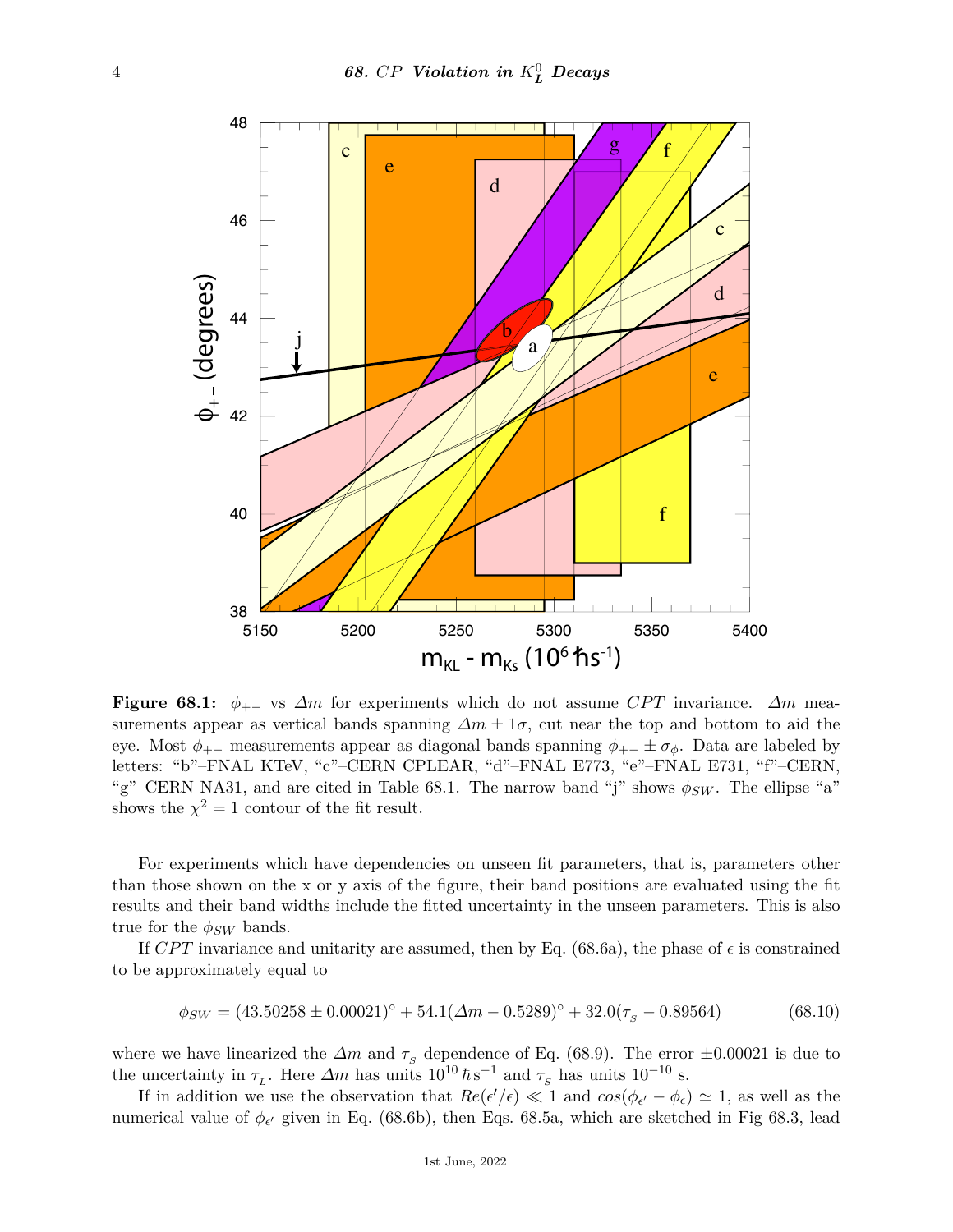**Figure 68.1:** $\phi_{+-}$ vs $\Delta m$ for experiments which do not assume $CPT$ invariance. $\Delta m$ measurements appear as vertical bands spanning $\Delta m \pm 1\sigma$, cut near the top and bottom to aid the eye. Most $\phi_{+-}$ measurements appear as diagonal bands spanning $\phi_{+-} \pm \sigma_\phi$. Data are labeled by letters: "b"–FNAL KTeV, "c"–CERN CPLEAR, "d"–FNAL E773, "e"–FNAL E731, "f"–CERN, "g"–CERN NA31, and are cited in Table 68.1. The narrow band "j" shows $\phi_{SW}$. The ellipse "a" shows the $\chi^2 = 1$ contour of the fit result.

For experiments which have dependencies on unseen fit parameters, that is, parameters other than those shown on the x or y axis of the figure, their band positions are evaluated using the fit results and their band widths include the fitted uncertainty in the unseen parameters. This is also true for the $\phi_{SW}$ bands.

If $CPT$ invariance and unitarity are assumed, then by Eq. (68.6a), the phase of $\epsilon$ is constrained to be approximately equal to

$$\phi_{SW} = (43.50258 \pm 0.00021)^\circ + 54.1(\Delta m - 0.5289)^\circ + 32.0(\tau_S - 0.89564) \tag{68.10}$$

where we have linearized the $\Delta m$ and $\tau_S$ dependence of Eq. (68.9). The error $\pm 0.00021$ is due to the uncertainty in $\tau_L$. Here $\Delta m$ has units $10^{10}\,\hbar\,\mathrm{s}^{-1}$ and $\tau_S$ has units $10^{-10}$ s.

If in addition we use the observation that $Re(\epsilon'/\epsilon) \ll 1$ and $cos(\phi_{\epsilon'} - \phi_\epsilon) \simeq 1$, as well as the numerical value of $\phi_{\epsilon'}$ given in Eq. (68.6b), then Eqs. 68.5a, which are sketched in Fig 68.3, lead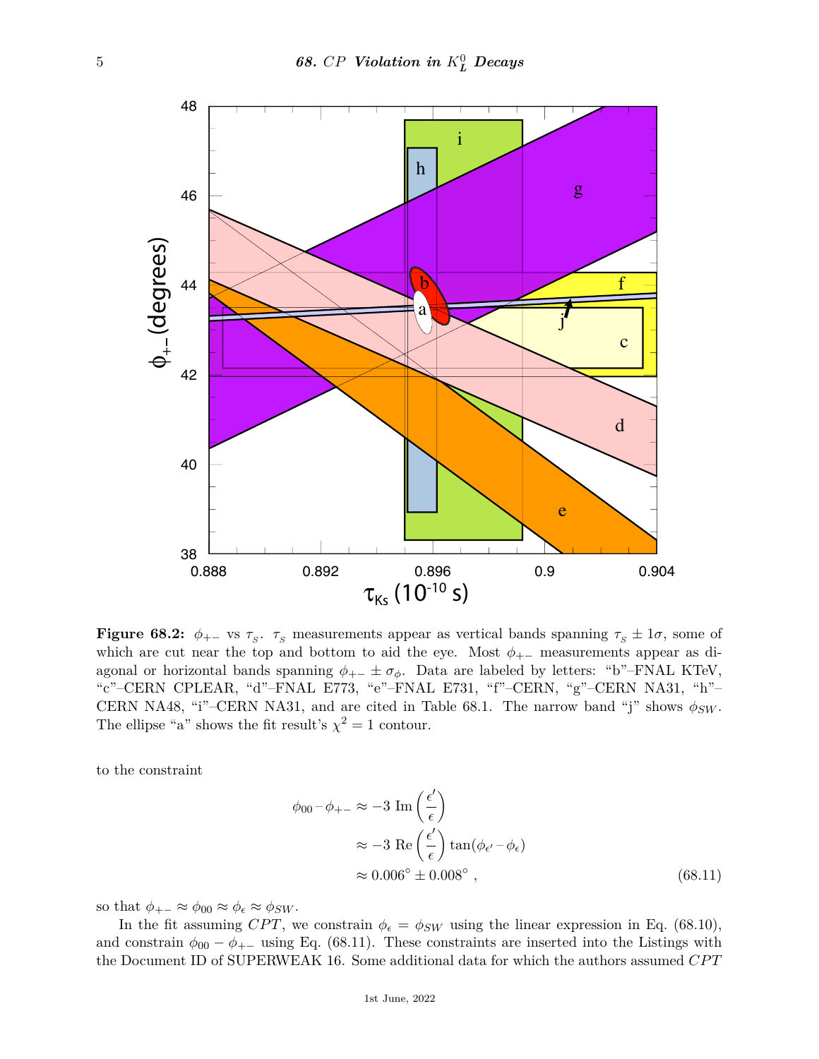**Figure 68.2:** $\phi_{+-}$ vs $\tau_S$. $\tau_S$ measurements appear as vertical bands spanning $\tau_S \pm 1\sigma$, some of which are cut near the top and bottom to aid the eye. Most $\phi_{+-}$ measurements appear as diagonal or horizontal bands spanning $\phi_{+-} \pm \sigma_\phi$. Data are labeled by letters: "b"–FNAL KTeV, "c"–CERN CPLEAR, "d"–FNAL E773, "e"–FNAL E731, "f"–CERN, "g"–CERN NA31, "h"–CERN NA48, "i"–CERN NA31, and are cited in Table 68.1. The narrow band "j" shows $\phi_{SW}$. The ellipse "a" shows the fit result's $\chi^2 = 1$ contour.

to the constraint

$$\begin{aligned}
\phi_{00} - \phi_{+-} &\approx -3 \ \mathrm{Im}\left(\frac{\epsilon'}{\epsilon}\right) \\
&\approx -3 \ \mathrm{Re}\left(\frac{\epsilon'}{\epsilon}\right) \tan(\phi_{\epsilon'} - \phi_{\epsilon}) \\
&\approx 0.006^\circ \pm 0.008^\circ \ , \qquad (68.11)
\end{aligned}$$

so that $\phi_{+-} \approx \phi_{00} \approx \phi_\epsilon \approx \phi_{SW}$.

In the fit assuming $CPT$, we constrain $\phi_\epsilon = \phi_{SW}$ using the linear expression in Eq. (68.10), and constrain $\phi_{00} - \phi_{+-}$ using Eq. (68.11). These constraints are inserted into the Listings with the Document ID of SUPERWEAK 16. Some additional data for which the authors assumed $CPT$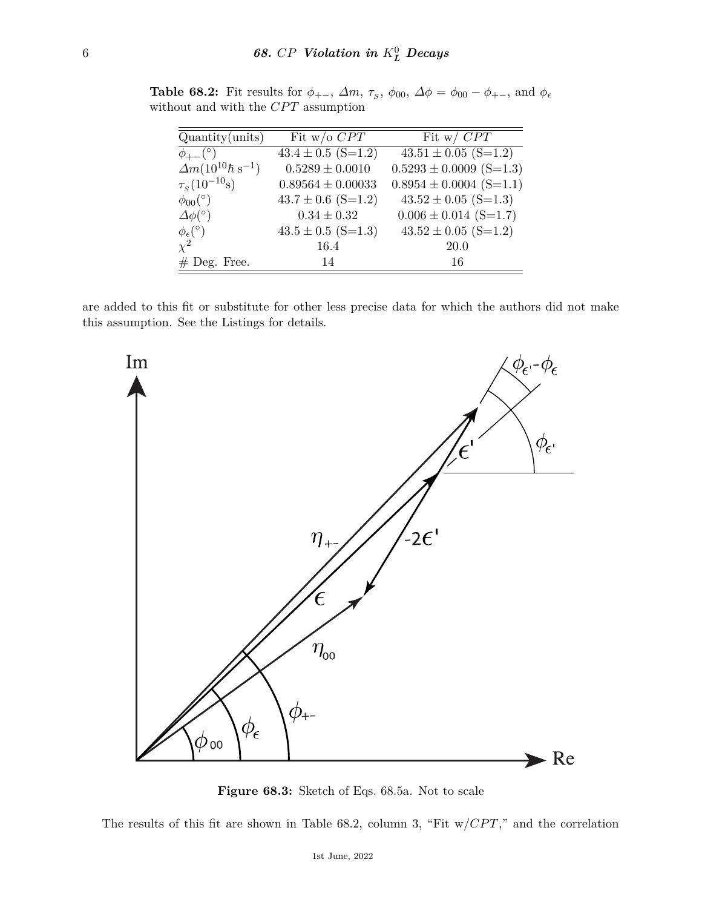**Table 68.2:** Fit results for $\phi_{+-}$, $\Delta m$, $\tau_S$, $\phi_{00}$, $\Delta\phi = \phi_{00} - \phi_{+-}$, and $\phi_\epsilon$ without and with the $CPT$ assumption

| Quantity(units) | Fit w/o $CPT$ | Fit w/ $CPT$ |
|---|---|---|
| $\phi_{+-}(^\circ)$ | $43.4 \pm 0.5$ (S=1.2) | $43.51 \pm 0.05$ (S=1.2) |
| $\Delta m(10^{10}\hbar\,\mathrm{s}^{-1})$ | $0.5289 \pm 0.0010$ | $0.5293 \pm 0.0009$ (S=1.3) |
| $\tau_S(10^{-10}\mathrm{s})$ | $0.89564 \pm 0.00033$ | $0.8954 \pm 0.0004$ (S=1.1) |
| $\phi_{00}(^\circ)$ | $43.7 \pm 0.6$ (S=1.2) | $43.52 \pm 0.05$ (S=1.3) |
| $\Delta\phi(^\circ)$ | $0.34 \pm 0.32$ | $0.006 \pm 0.014$ (S=1.7) |
| $\phi_\epsilon(^\circ)$ | $43.5 \pm 0.5$ (S=1.3) | $43.52 \pm 0.05$ (S=1.2) |
| $\chi^2$ | 16.4 | 20.0 |
| # Deg. Free. | 14 | 16 |

are added to this fit or substitute for other less precise data for which the authors did not make this assumption. See the Listings for details.

**Figure 68.3:** Sketch of Eqs. 68.5a. Not to scale

The results of this fit are shown in Table 68.2, column 3, "Fit w/$CPT$," and the correlation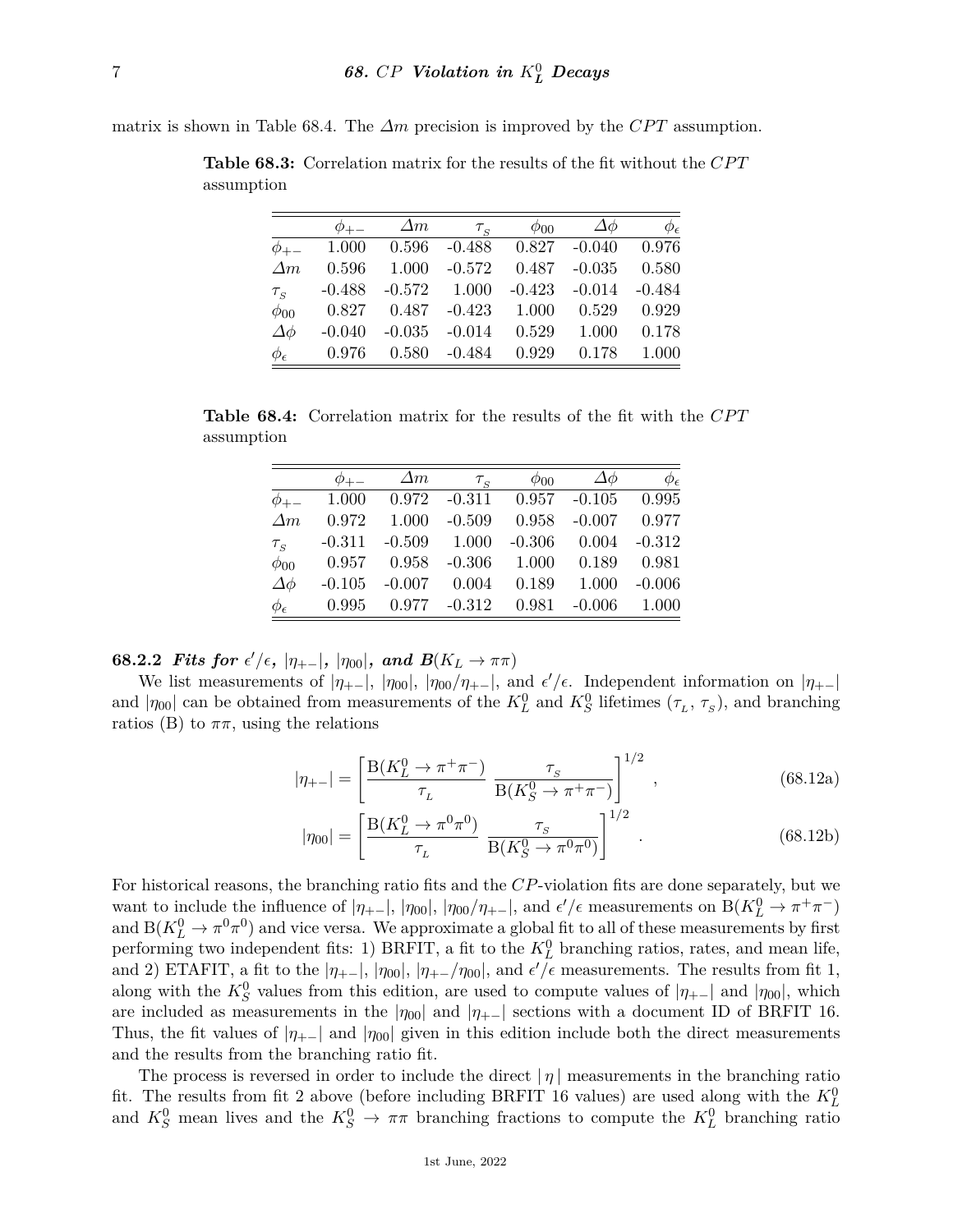matrix is shown in Table 68.4. The $\Delta m$ precision is improved by the $CPT$ assumption.

**Table 68.3:** Correlation matrix for the results of the fit without the $CPT$ assumption

| | $\phi_{+-}$ | $\Delta m$ | $\tau_S$ | $\phi_{00}$ | $\Delta\phi$ | $\phi_\epsilon$ |
|---|---|---|---|---|---|---|
| $\phi_{+-}$ | 1.000 | 0.596 | -0.488 | 0.827 | -0.040 | 0.976 |
| $\Delta m$ | 0.596 | 1.000 | -0.572 | 0.487 | -0.035 | 0.580 |
| $\tau_S$ | -0.488 | -0.572 | 1.000 | -0.423 | -0.014 | -0.484 |
| $\phi_{00}$ | 0.827 | 0.487 | -0.423 | 1.000 | 0.529 | 0.929 |
| $\Delta\phi$ | -0.040 | -0.035 | -0.014 | 0.529 | 1.000 | 0.178 |
| $\phi_\epsilon$ | 0.976 | 0.580 | -0.484 | 0.929 | 0.178 | 1.000 |

**Table 68.4:** Correlation matrix for the results of the fit with the $CPT$ assumption

| | $\phi_{+-}$ | $\Delta m$ | $\tau_S$ | $\phi_{00}$ | $\Delta\phi$ | $\phi_\epsilon$ |
|---|---|---|---|---|---|---|
| $\phi_{+-}$ | 1.000 | 0.972 | -0.311 | 0.957 | -0.105 | 0.995 |
| $\Delta m$ | 0.972 | 1.000 | -0.509 | 0.958 | -0.007 | 0.977 |
| $\tau_S$ | -0.311 | -0.509 | 1.000 | -0.306 | 0.004 | -0.312 |
| $\phi_{00}$ | 0.957 | 0.958 | -0.306 | 1.000 | 0.189 | 0.981 |
| $\Delta\phi$ | -0.105 | -0.007 | 0.004 | 0.189 | 1.000 | -0.006 |
| $\phi_\epsilon$ | 0.995 | 0.977 | -0.312 | 0.981 | -0.006 | 1.000 |

### 68.2.2 Fits for $\epsilon'/\epsilon$, $|\eta_{+-}|$, $|\eta_{00}|$, and $B(K_L \to \pi\pi)$

We list measurements of $|\eta_{+-}|$, $|\eta_{00}|$, $|\eta_{00}/\eta_{+-}|$, and $\epsilon'/\epsilon$. Independent information on $|\eta_{+-}|$ and $|\eta_{00}|$ can be obtained from measurements of the $K_L^0$ and $K_S^0$ lifetimes ($\tau_L$, $\tau_S$), and branching ratios (B) to $\pi\pi$, using the relations

$$|\eta_{+-}| = \left[\frac{\mathrm{B}(K_L^0 \to \pi^+\pi^-)}{\tau_L} \; \frac{\tau_S}{\mathrm{B}(K_S^0 \to \pi^+\pi^-)}\right]^{1/2} , \tag{68.12a}$$

$$|\eta_{00}| = \left[\frac{\mathrm{B}(K_L^0 \to \pi^0\pi^0)}{\tau_L} \; \frac{\tau_S}{\mathrm{B}(K_S^0 \to \pi^0\pi^0)}\right]^{1/2} . \tag{68.12b}$$

For historical reasons, the branching ratio fits and the $CP$-violation fits are done separately, but we want to include the influence of $|\eta_{+-}|$, $|\eta_{00}|$, $|\eta_{00}/\eta_{+-}|$, and $\epsilon'/\epsilon$ measurements on $\mathrm{B}(K_L^0 \to \pi^+\pi^-)$ and $\mathrm{B}(K_L^0 \to \pi^0\pi^0)$ and vice versa. We approximate a global fit to all of these measurements by first performing two independent fits: 1) BRFIT, a fit to the $K_L^0$ branching ratios, rates, and mean life, and 2) ETAFIT, a fit to the $|\eta_{+-}|$, $|\eta_{00}|$, $|\eta_{+-}/\eta_{00}|$, and $\epsilon'/\epsilon$ measurements. The results from fit 1, along with the $K_S^0$ values from this edition, are used to compute values of $|\eta_{+-}|$ and $|\eta_{00}|$, which are included as measurements in the $|\eta_{00}|$ and $|\eta_{+-}|$ sections with a document ID of BRFIT 16. Thus, the fit values of $|\eta_{+-}|$ and $|\eta_{00}|$ given in this edition include both the direct measurements and the results from the branching ratio fit.

The process is reversed in order to include the direct $|\,\eta\,|$ measurements in the branching ratio fit. The results from fit 2 above (before including BRFIT 16 values) are used along with the $K_L^0$ and $K_S^0$ mean lives and the $K_S^0 \to \pi\pi$ branching fractions to compute the $K_L^0$ branching ratio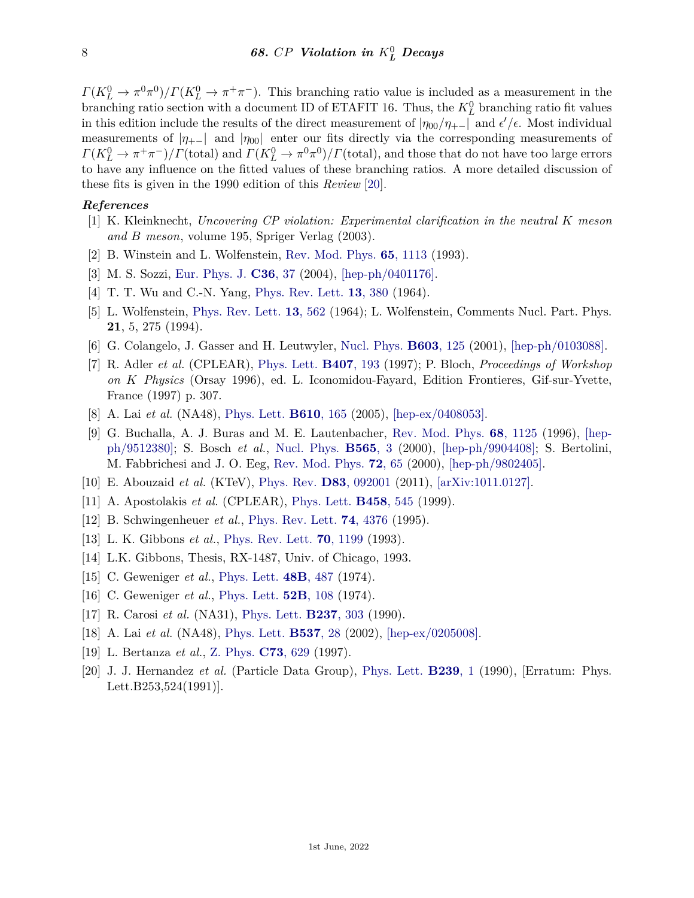$\Gamma(K_L^0 \to \pi^0\pi^0)/\Gamma(K_L^0 \to \pi^+\pi^-)$. This branching ratio value is included as a measurement in the branching ratio section with a document ID of ETAFIT 16. Thus, the $K_L^0$ branching ratio fit values in this edition include the results of the direct measurement of $|\eta_{00}/\eta_{+-}|$ and $\epsilon'/\epsilon$. Most individual measurements of $|\eta_{+-}|$ and $|\eta_{00}|$ enter our fits directly via the corresponding measurements of $\Gamma(K_L^0 \to \pi^+\pi^-)/\Gamma(\text{total})$ and $\Gamma(K_L^0 \to \pi^0\pi^0)/\Gamma(\text{total})$, and those that do not have too large errors to have any influence on the fitted values of these branching ratios. A more detailed discussion of these fits is given in the 1990 edition of this *Review* [20].

### *References*

[1] K. Kleinknecht, *Uncovering CP violation: Experimental clarification in the neutral K meson and B meson*, volume 195, Spriger Verlag (2003).

[2] B. Winstein and L. Wolfenstein, Rev. Mod. Phys. **65**, 1113 (1993).

[3] M. S. Sozzi, Eur. Phys. J. **C36**, 37 (2004), [hep-ph/0401176].

[4] T. T. Wu and C.-N. Yang, Phys. Rev. Lett. **13**, 380 (1964).

[5] L. Wolfenstein, Phys. Rev. Lett. **13**, 562 (1964); L. Wolfenstein, Comments Nucl. Part. Phys. **21**, 5, 275 (1994).

[6] G. Colangelo, J. Gasser and H. Leutwyler, Nucl. Phys. **B603**, 125 (2001), [hep-ph/0103088].

[7] R. Adler *et al.* (CPLEAR), Phys. Lett. **B407**, 193 (1997); P. Bloch, *Proceedings of Workshop on K Physics* (Orsay 1996), ed. L. Iconomidou-Fayard, Edition Frontieres, Gif-sur-Yvette, France (1997) p. 307.

[8] A. Lai *et al.* (NA48), Phys. Lett. **B610**, 165 (2005), [hep-ex/0408053].

[9] G. Buchalla, A. J. Buras and M. E. Lautenbacher, Rev. Mod. Phys. **68**, 1125 (1996), [hep-ph/9512380]; S. Bosch *et al.*, Nucl. Phys. **B565**, 3 (2000), [hep-ph/9904408]; S. Bertolini, M. Fabbrichesi and J. O. Eeg, Rev. Mod. Phys. **72**, 65 (2000), [hep-ph/9802405].

[10] E. Abouzaid *et al.* (KTeV), Phys. Rev. **D83**, 092001 (2011), [arXiv:1011.0127].

[11] A. Apostolakis *et al.* (CPLEAR), Phys. Lett. **B458**, 545 (1999).

[12] B. Schwingenheuer *et al.*, Phys. Rev. Lett. **74**, 4376 (1995).

[13] L. K. Gibbons *et al.*, Phys. Rev. Lett. **70**, 1199 (1993).

[14] L.K. Gibbons, Thesis, RX-1487, Univ. of Chicago, 1993.

[15] C. Geweniger *et al.*, Phys. Lett. **48B**, 487 (1974).

[16] C. Geweniger *et al.*, Phys. Lett. **52B**, 108 (1974).

[17] R. Carosi *et al.* (NA31), Phys. Lett. **B237**, 303 (1990).

[18] A. Lai *et al.* (NA48), Phys. Lett. **B537**, 28 (2002), [hep-ex/0205008].

[19] L. Bertanza *et al.*, Z. Phys. **C73**, 629 (1997).

[20] J. J. Hernandez *et al.* (Particle Data Group), Phys. Lett. **B239**, 1 (1990), [Erratum: Phys. Lett.B253,524(1991)].